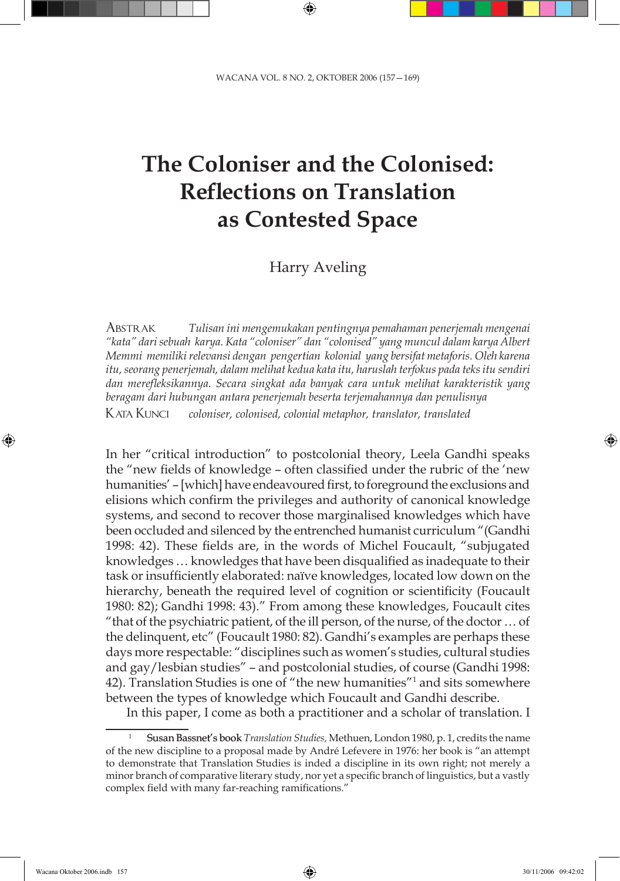# The Coloniser and the Colonised: Reflections on Translation as Contested Space

Harry Aveling

ABSTRAK *Tulisan ini mengemukakan pentingnya pemahaman penerjemah mengenai "kata" dari sebuah karya. Kata "coloniser" dan "colonised" yang muncul dalam karya Albert Memmi memiliki relevansi dengan pengertian kolonial yang bersifat metaforis. Oleh karena itu, seorang penerjemah, dalam melihat kedua kata itu, haruslah terfokus pada teks itu sendiri dan merefleksikannya. Secara singkat ada banyak cara untuk melihat karakteristik yang beragam dari hubungan antara penerjemah beserta terjemahannya dan penulisnya*

KATA KUNCI *coloniser, colonised, colonial metaphor, translator, translated*

In her "critical introduction" to postcolonial theory, Leela Gandhi speaks the "new fields of knowledge – often classified under the rubric of the 'new humanities' – [which] have endeavoured first, to foreground the exclusions and elisions which confirm the privileges and authority of canonical knowledge systems, and second to recover those marginalised knowledges which have been occluded and silenced by the entrenched humanist curriculum "(Gandhi 1998: 42). These fields are, in the words of Michel Foucault, "subjugated knowledges … knowledges that have been disqualified as inadequate to their task or insufficiently elaborated: naïve knowledges, located low down on the hierarchy, beneath the required level of cognition or scientificity (Foucault 1980: 82); Gandhi 1998: 43)." From among these knowledges, Foucault cites "that of the psychiatric patient, of the ill person, of the nurse, of the doctor … of the delinquent, etc" (Foucault 1980: 82). Gandhi's examples are perhaps these days more respectable: "disciplines such as women's studies, cultural studies and gay/lesbian studies" – and postcolonial studies, of course (Gandhi 1998: 42). Translation Studies is one of "the new humanities"[1] and sits somewhere between the types of knowledge which Foucault and Gandhi describe.

In this paper, I come as both a practitioner and a scholar of translation. I

[1] Susan Bassnet's book *Translation Studies,* Methuen, London 1980, p. 1, credits the name of the new discipline to a proposal made by André Lefevere in 1976: her book is "an attempt to demonstrate that Translation Studies is inded a discipline in its own right; not merely a minor branch of comparative literary study, nor yet a specific branch of linguistics, but a vastly complex field with many far-reaching ramifications."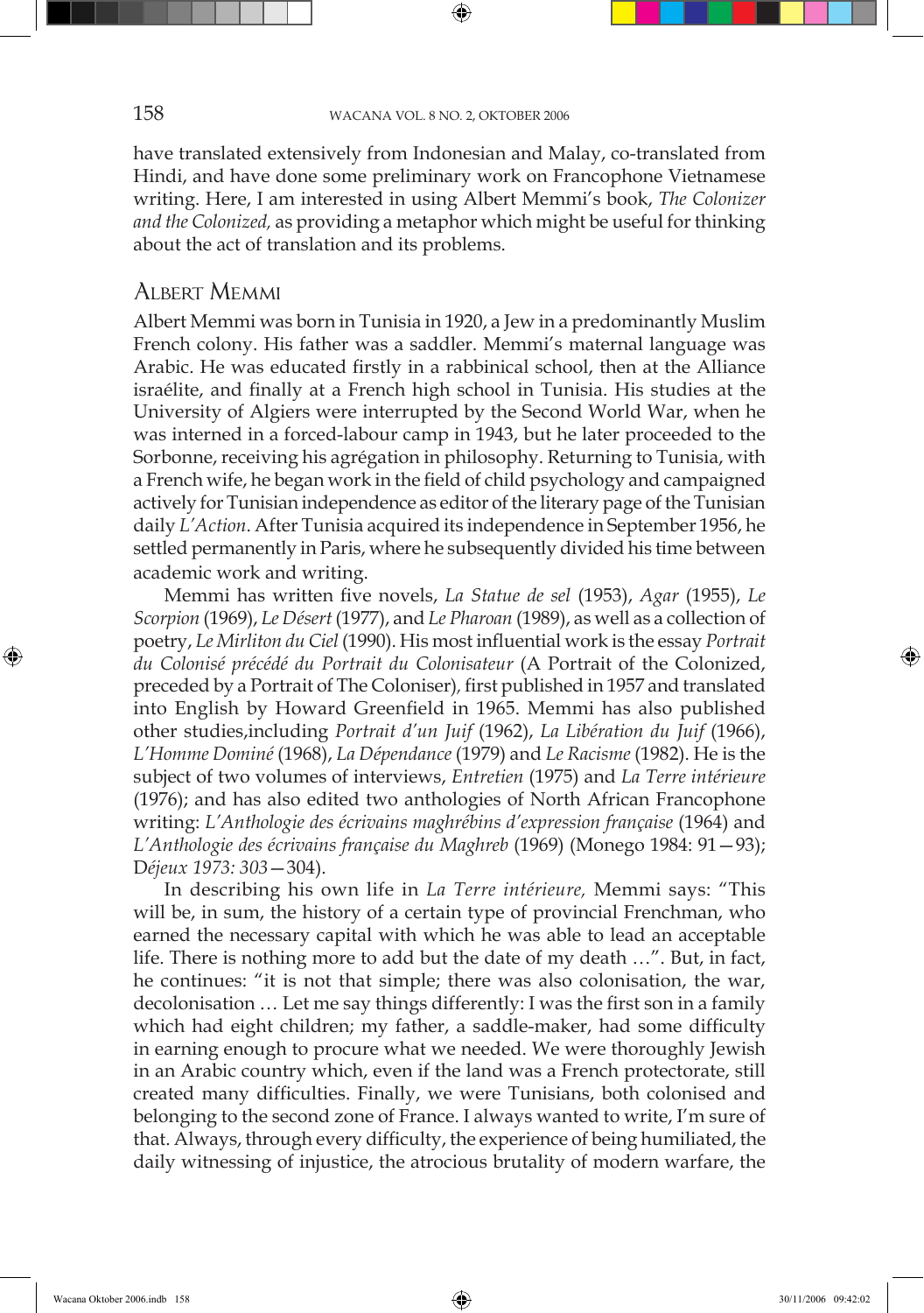have translated extensively from Indonesian and Malay, co-translated from Hindi, and have done some preliminary work on Francophone Vietnamese writing. Here, I am interested in using Albert Memmi's book, *The Colonizer and the Colonized,* as providing a metaphor which might be useful for thinking about the act of translation and its problems.

## Albert Memmi

Albert Memmi was born in Tunisia in 1920, a Jew in a predominantly Muslim French colony. His father was a saddler. Memmi's maternal language was Arabic. He was educated firstly in a rabbinical school, then at the Alliance israélite, and finally at a French high school in Tunisia. His studies at the University of Algiers were interrupted by the Second World War, when he was interned in a forced-labour camp in 1943, but he later proceeded to the Sorbonne, receiving his agrégation in philosophy. Returning to Tunisia, with a French wife, he began work in the field of child psychology and campaigned actively for Tunisian independence as editor of the literary page of the Tunisian daily *L'Action*. After Tunisia acquired its independence in September 1956, he settled permanently in Paris, where he subsequently divided his time between academic work and writing.

Memmi has written five novels, *La Statue de sel* (1953), *Agar* (1955), *Le Scorpion* (1969), *Le Désert* (1977), and *Le Pharoan* (1989), as well as a collection of poetry, *Le Mirliton du Ciel* (1990). His most influential work is the essay *Portrait du Colonisé précédé du Portrait du Colonisateur* (A Portrait of the Colonized, preceded by a Portrait of The Coloniser), first published in 1957 and translated into English by Howard Greenfield in 1965. Memmi has also published other studies,including *Portrait d'un Juif* (1962), *La Libération du Juif* (1966), *L'Homme Dominé* (1968), *La Dépendance* (1979) and *Le Racisme* (1982). He is the subject of two volumes of interviews, *Entretien* (1975) and *La Terre intérieure* (1976); and has also edited two anthologies of North African Francophone writing: *L'Anthologie des écrivains maghrébins d'expression française* (1964) and *L'Anthologie des écrivains française du Maghreb* (1969) (Monego 1984: 91—93); *Déjeux 1973: 303*—304).

In describing his own life in *La Terre intérieure,* Memmi says: "This will be, in sum, the history of a certain type of provincial Frenchman, who earned the necessary capital with which he was able to lead an acceptable life. There is nothing more to add but the date of my death …". But, in fact, he continues: "it is not that simple; there was also colonisation, the war, decolonisation … Let me say things differently: I was the first son in a family which had eight children; my father, a saddle-maker, had some difficulty in earning enough to procure what we needed. We were thoroughly Jewish in an Arabic country which, even if the land was a French protectorate, still created many difficulties. Finally, we were Tunisians, both colonised and belonging to the second zone of France. I always wanted to write, I'm sure of that. Always, through every difficulty, the experience of being humiliated, the daily witnessing of injustice, the atrocious brutality of modern warfare, the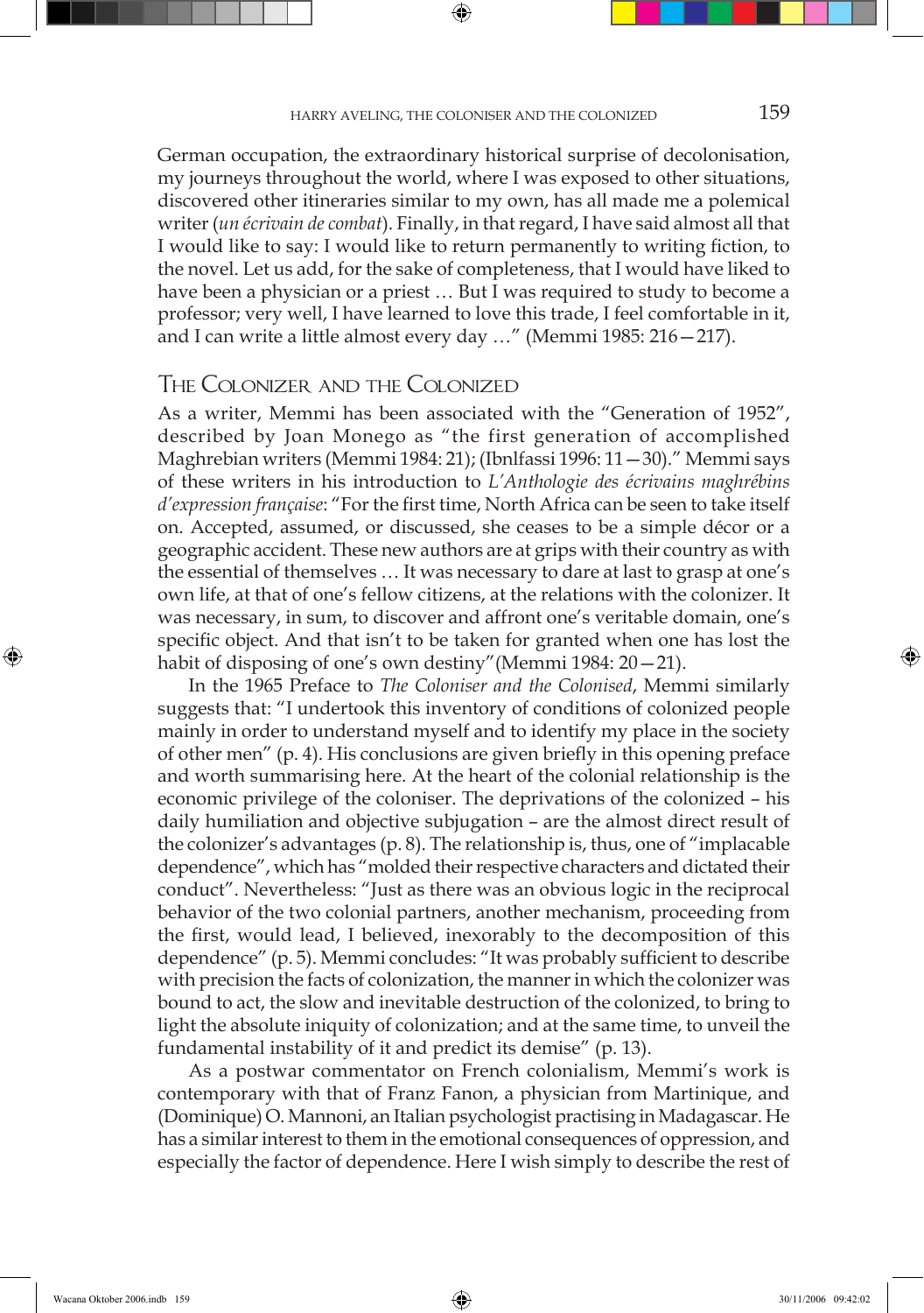German occupation, the extraordinary historical surprise of decolonisation, my journeys throughout the world, where I was exposed to other situations, discovered other itineraries similar to my own, has all made me a polemical writer (*un écrivain de combat*). Finally, in that regard, I have said almost all that I would like to say: I would like to return permanently to writing fiction, to the novel. Let us add, for the sake of completeness, that I would have liked to have been a physician or a priest … But I was required to study to become a professor; very well, I have learned to love this trade, I feel comfortable in it, and I can write a little almost every day …" (Memmi 1985: 216—217).

## The Colonizer and the Colonized

As a writer, Memmi has been associated with the "Generation of 1952", described by Joan Monego as "the first generation of accomplished Maghrebian writers (Memmi 1984: 21); (Ibnlfassi 1996: 11—30)." Memmi says of these writers in his introduction to *L'Anthologie des écrivains maghrébins d'expression française*: "For the first time, North Africa can be seen to take itself on. Accepted, assumed, or discussed, she ceases to be a simple décor or a geographic accident. These new authors are at grips with their country as with the essential of themselves … It was necessary to dare at last to grasp at one's own life, at that of one's fellow citizens, at the relations with the colonizer. It was necessary, in sum, to discover and affront one's veritable domain, one's specific object. And that isn't to be taken for granted when one has lost the habit of disposing of one's own destiny"(Memmi 1984: 20—21).

In the 1965 Preface to *The Coloniser and the Colonised*, Memmi similarly suggests that: "I undertook this inventory of conditions of colonized people mainly in order to understand myself and to identify my place in the society of other men" (p. 4). His conclusions are given briefly in this opening preface and worth summarising here. At the heart of the colonial relationship is the economic privilege of the coloniser. The deprivations of the colonized – his daily humiliation and objective subjugation – are the almost direct result of the colonizer's advantages (p. 8). The relationship is, thus, one of "implacable dependence", which has "molded their respective characters and dictated their conduct". Nevertheless: "Just as there was an obvious logic in the reciprocal behavior of the two colonial partners, another mechanism, proceeding from the first, would lead, I believed, inexorably to the decomposition of this dependence" (p. 5). Memmi concludes: "It was probably sufficient to describe with precision the facts of colonization, the manner in which the colonizer was bound to act, the slow and inevitable destruction of the colonized, to bring to light the absolute iniquity of colonization; and at the same time, to unveil the fundamental instability of it and predict its demise" (p. 13).

As a postwar commentator on French colonialism, Memmi's work is contemporary with that of Franz Fanon, a physician from Martinique, and (Dominique) O. Mannoni, an Italian psychologist practising in Madagascar. He has a similar interest to them in the emotional consequences of oppression, and especially the factor of dependence. Here I wish simply to describe the rest of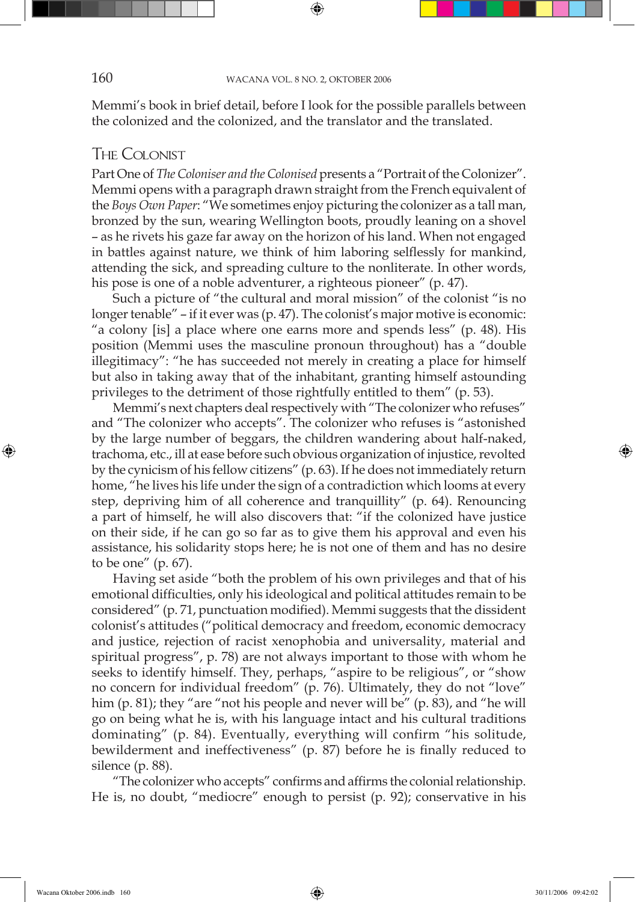Memmi's book in brief detail, before I look for the possible parallels between the colonized and the colonized, and the translator and the translated.

## The Colonist

Part One of *The Coloniser and the Colonised* presents a "Portrait of the Colonizer". Memmi opens with a paragraph drawn straight from the French equivalent of the *Boys Own Paper*: "We sometimes enjoy picturing the colonizer as a tall man, bronzed by the sun, wearing Wellington boots, proudly leaning on a shovel – as he rivets his gaze far away on the horizon of his land. When not engaged in battles against nature, we think of him laboring selflessly for mankind, attending the sick, and spreading culture to the nonliterate. In other words, his pose is one of a noble adventurer, a righteous pioneer" (p. 47).

Such a picture of "the cultural and moral mission" of the colonist "is no longer tenable" – if it ever was (p. 47). The colonist's major motive is economic: "a colony [is] a place where one earns more and spends less" (p. 48). His position (Memmi uses the masculine pronoun throughout) has a "double illegitimacy": "he has succeeded not merely in creating a place for himself but also in taking away that of the inhabitant, granting himself astounding privileges to the detriment of those rightfully entitled to them" (p. 53).

Memmi's next chapters deal respectively with "The colonizer who refuses" and "The colonizer who accepts". The colonizer who refuses is "astonished by the large number of beggars, the children wandering about half-naked, trachoma, etc., ill at ease before such obvious organization of injustice, revolted by the cynicism of his fellow citizens" (p. 63). If he does not immediately return home, "he lives his life under the sign of a contradiction which looms at every step, depriving him of all coherence and tranquillity" (p. 64). Renouncing a part of himself, he will also discovers that: "if the colonized have justice on their side, if he can go so far as to give them his approval and even his assistance, his solidarity stops here; he is not one of them and has no desire to be one" (p. 67).

Having set aside "both the problem of his own privileges and that of his emotional difficulties, only his ideological and political attitudes remain to be considered" (p. 71, punctuation modified). Memmi suggests that the dissident colonist's attitudes ("political democracy and freedom, economic democracy and justice, rejection of racist xenophobia and universality, material and spiritual progress", p. 78) are not always important to those with whom he seeks to identify himself. They, perhaps, "aspire to be religious", or "show no concern for individual freedom" (p. 76). Ultimately, they do not "love" him (p. 81); they "are "not his people and never will be" (p. 83), and "he will go on being what he is, with his language intact and his cultural traditions dominating" (p. 84). Eventually, everything will confirm "his solitude, bewilderment and ineffectiveness" (p. 87) before he is finally reduced to silence (p. 88).

"The colonizer who accepts" confirms and affirms the colonial relationship. He is, no doubt, "mediocre" enough to persist (p. 92); conservative in his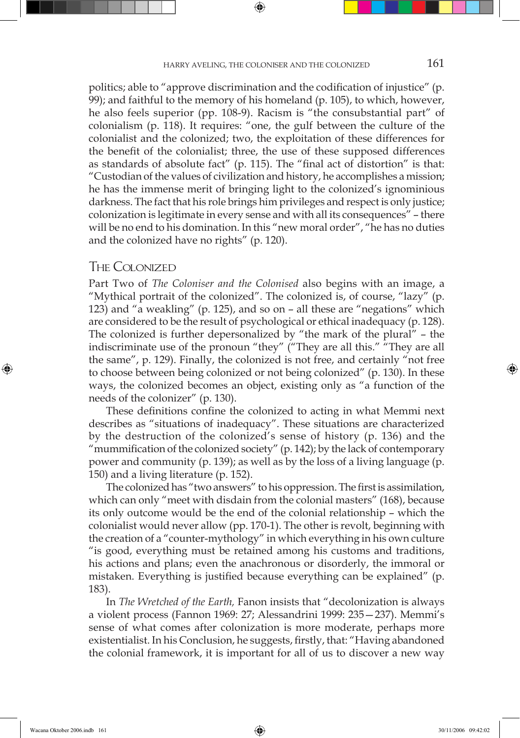politics; able to "approve discrimination and the codification of injustice" (p. 99); and faithful to the memory of his homeland (p. 105), to which, however, he also feels superior (pp. 108-9). Racism is "the consubstantial part" of colonialism (p. 118). It requires: "one, the gulf between the culture of the colonialist and the colonized; two, the exploitation of these differences for the benefit of the colonialist; three, the use of these supposed differences as standards of absolute fact" (p. 115). The "final act of distortion" is that: "Custodian of the values of civilization and history, he accomplishes a mission; he has the immense merit of bringing light to the colonized's ignominious darkness. The fact that his role brings him privileges and respect is only justice; colonization is legitimate in every sense and with all its consequences" – there will be no end to his domination. In this "new moral order", "he has no duties and the colonized have no rights" (p. 120).

## The Colonized

Part Two of *The Coloniser and the Colonised* also begins with an image, a "Mythical portrait of the colonized". The colonized is, of course, "lazy" (p. 123) and "a weakling" (p. 125), and so on – all these are "negations" which are considered to be the result of psychological or ethical inadequacy (p. 128). The colonized is further depersonalized by "the mark of the plural" – the indiscriminate use of the pronoun "they" ("They are all this." "They are all the same", p. 129). Finally, the colonized is not free, and certainly "not free to choose between being colonized or not being colonized" (p. 130). In these ways, the colonized becomes an object, existing only as "a function of the needs of the colonizer" (p. 130).

These definitions confine the colonized to acting in what Memmi next describes as "situations of inadequacy". These situations are characterized by the destruction of the colonized's sense of history (p. 136) and the "mummification of the colonized society" (p. 142); by the lack of contemporary power and community (p. 139); as well as by the loss of a living language (p. 150) and a living literature (p. 152).

The colonized has "two answers" to his oppression. The first is assimilation, which can only "meet with disdain from the colonial masters" (168), because its only outcome would be the end of the colonial relationship – which the colonialist would never allow (pp. 170-1). The other is revolt, beginning with the creation of a "counter-mythology" in which everything in his own culture "is good, everything must be retained among his customs and traditions, his actions and plans; even the anachronous or disorderly, the immoral or mistaken. Everything is justified because everything can be explained" (p. 183).

In *The Wretched of the Earth,* Fanon insists that "decolonization is always a violent process (Fannon 1969: 27; Alessandrini 1999: 235—237). Memmi's sense of what comes after colonization is more moderate, perhaps more existentialist. In his Conclusion, he suggests, firstly, that: "Having abandoned the colonial framework, it is important for all of us to discover a new way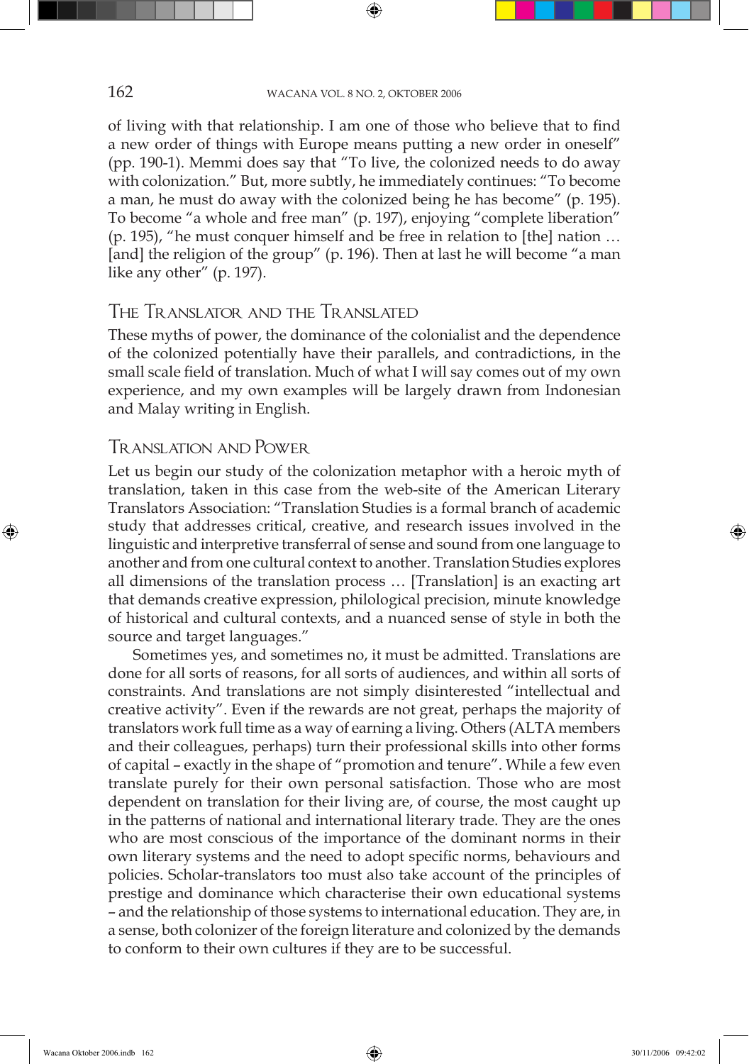of living with that relationship. I am one of those who believe that to find a new order of things with Europe means putting a new order in oneself" (pp. 190-1). Memmi does say that "To live, the colonized needs to do away with colonization." But, more subtly, he immediately continues: "To become a man, he must do away with the colonized being he has become" (p. 195). To become "a whole and free man" (p. 197), enjoying "complete liberation" (p. 195), "he must conquer himself and be free in relation to [the] nation … [and] the religion of the group" (p. 196). Then at last he will become "a man like any other" (p. 197).

## The Translator and the Translated

These myths of power, the dominance of the colonialist and the dependence of the colonized potentially have their parallels, and contradictions, in the small scale field of translation. Much of what I will say comes out of my own experience, and my own examples will be largely drawn from Indonesian and Malay writing in English.

## Translation and Power

Let us begin our study of the colonization metaphor with a heroic myth of translation, taken in this case from the web-site of the American Literary Translators Association: "Translation Studies is a formal branch of academic study that addresses critical, creative, and research issues involved in the linguistic and interpretive transferral of sense and sound from one language to another and from one cultural context to another. Translation Studies explores all dimensions of the translation process … [Translation] is an exacting art that demands creative expression, philological precision, minute knowledge of historical and cultural contexts, and a nuanced sense of style in both the source and target languages."

Sometimes yes, and sometimes no, it must be admitted. Translations are done for all sorts of reasons, for all sorts of audiences, and within all sorts of constraints. And translations are not simply disinterested "intellectual and creative activity". Even if the rewards are not great, perhaps the majority of translators work full time as a way of earning a living. Others (ALTA members and their colleagues, perhaps) turn their professional skills into other forms of capital – exactly in the shape of "promotion and tenure". While a few even translate purely for their own personal satisfaction. Those who are most dependent on translation for their living are, of course, the most caught up in the patterns of national and international literary trade. They are the ones who are most conscious of the importance of the dominant norms in their own literary systems and the need to adopt specific norms, behaviours and policies. Scholar-translators too must also take account of the principles of prestige and dominance which characterise their own educational systems – and the relationship of those systems to international education. They are, in a sense, both colonizer of the foreign literature and colonized by the demands to conform to their own cultures if they are to be successful.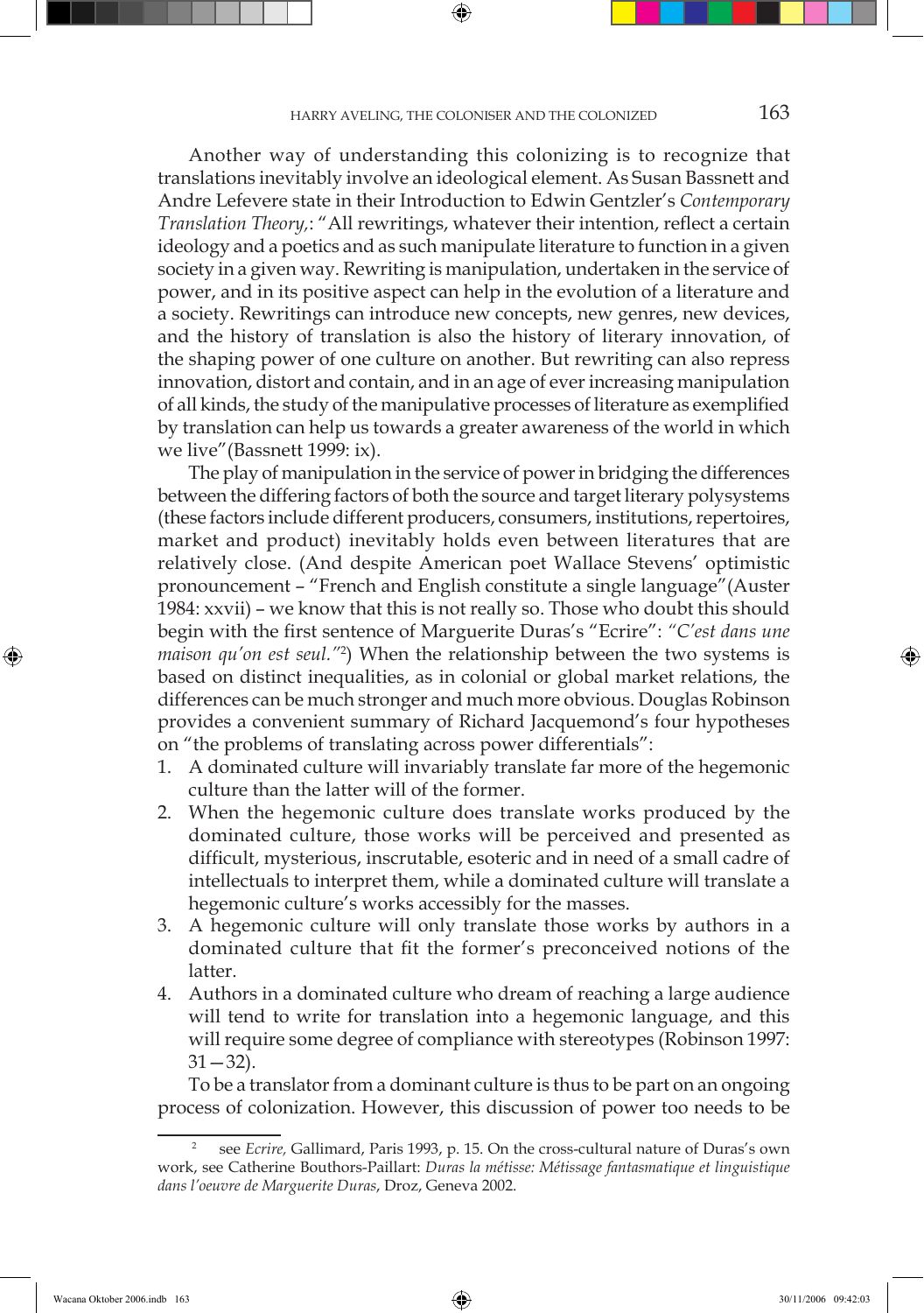Another way of understanding this colonizing is to recognize that translations inevitably involve an ideological element. As Susan Bassnett and Andre Lefevere state in their Introduction to Edwin Gentzler's *Contemporary Translation Theory,*: "All rewritings, whatever their intention, reflect a certain ideology and a poetics and as such manipulate literature to function in a given society in a given way. Rewriting is manipulation, undertaken in the service of power, and in its positive aspect can help in the evolution of a literature and a society. Rewritings can introduce new concepts, new genres, new devices, and the history of translation is also the history of literary innovation, of the shaping power of one culture on another. But rewriting can also repress innovation, distort and contain, and in an age of ever increasing manipulation of all kinds, the study of the manipulative processes of literature as exemplified by translation can help us towards a greater awareness of the world in which we live"(Bassnett 1999: ix).

The play of manipulation in the service of power in bridging the differences between the differing factors of both the source and target literary polysystems (these factors include different producers, consumers, institutions, repertoires, market and product) inevitably holds even between literatures that are relatively close. (And despite American poet Wallace Stevens' optimistic pronouncement – "French and English constitute a single language"(Auster 1984: xxvii) – we know that this is not really so. Those who doubt this should begin with the first sentence of Marguerite Duras's "Ecrire": *"C'est dans une maison qu'on est seul."*[2]) When the relationship between the two systems is based on distinct inequalities, as in colonial or global market relations, the differences can be much stronger and much more obvious. Douglas Robinson provides a convenient summary of Richard Jacquemond's four hypotheses on "the problems of translating across power differentials":

1. A dominated culture will invariably translate far more of the hegemonic culture than the latter will of the former.
2. When the hegemonic culture does translate works produced by the dominated culture, those works will be perceived and presented as difficult, mysterious, inscrutable, esoteric and in need of a small cadre of intellectuals to interpret them, while a dominated culture will translate a hegemonic culture's works accessibly for the masses.
3. A hegemonic culture will only translate those works by authors in a dominated culture that fit the former's preconceived notions of the latter.
4. Authors in a dominated culture who dream of reaching a large audience will tend to write for translation into a hegemonic language, and this will require some degree of compliance with stereotypes (Robinson 1997: 31—32).

To be a translator from a dominant culture is thus to be part on an ongoing process of colonization. However, this discussion of power too needs to be

---

[2] see *Ecrire,* Gallimard, Paris 1993, p. 15. On the cross-cultural nature of Duras's own work, see Catherine Bouthors-Paillart: *Duras la métisse: Métissage fantasmatique et linguistique dans l'oeuvre de Marguerite Duras*, Droz, Geneva 2002.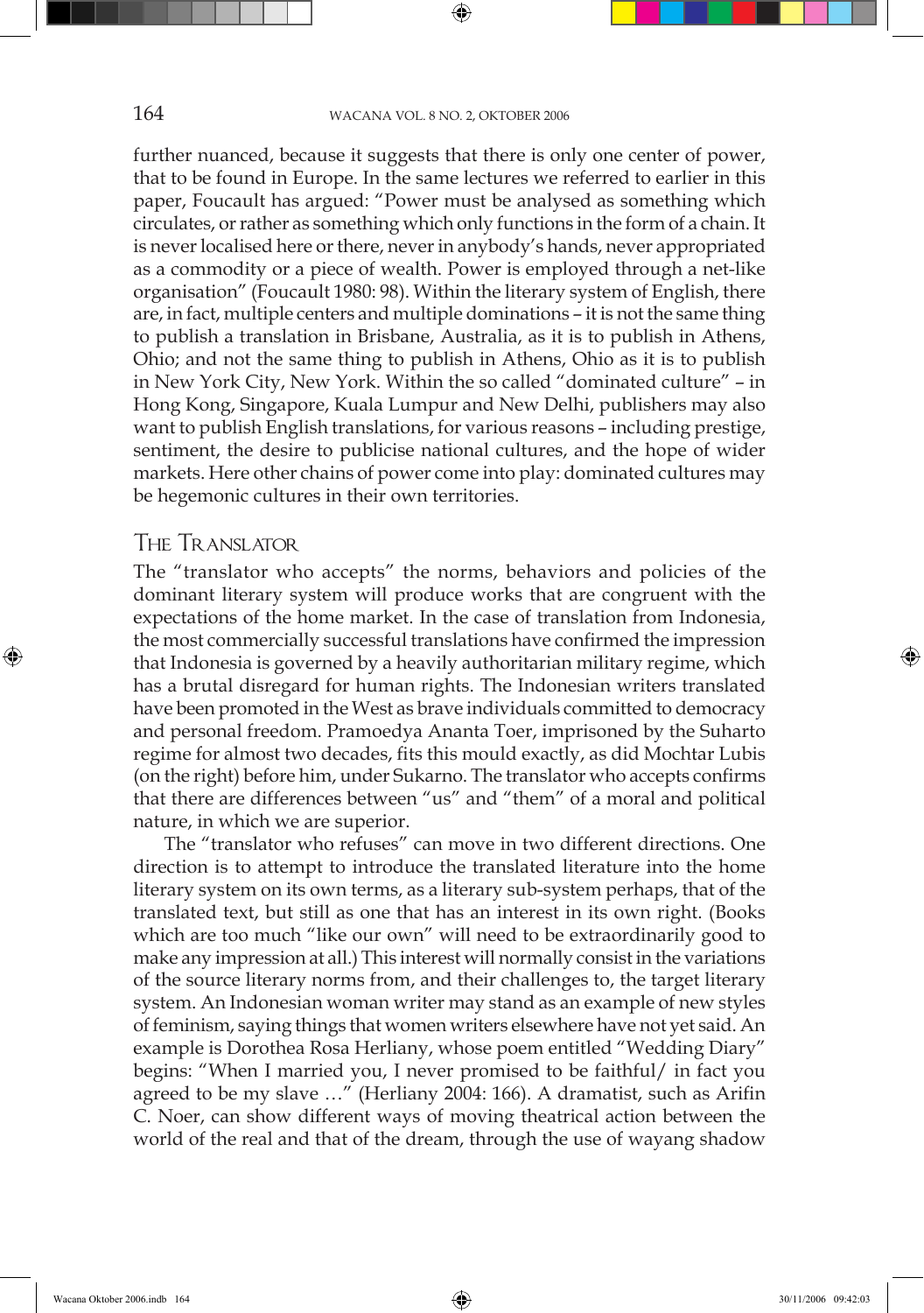further nuanced, because it suggests that there is only one center of power, that to be found in Europe. In the same lectures we referred to earlier in this paper, Foucault has argued: "Power must be analysed as something which circulates, or rather as something which only functions in the form of a chain. It is never localised here or there, never in anybody's hands, never appropriated as a commodity or a piece of wealth. Power is employed through a net-like organisation" (Foucault 1980: 98). Within the literary system of English, there are, in fact, multiple centers and multiple dominations – it is not the same thing to publish a translation in Brisbane, Australia, as it is to publish in Athens, Ohio; and not the same thing to publish in Athens, Ohio as it is to publish in New York City, New York. Within the so called "dominated culture" – in Hong Kong, Singapore, Kuala Lumpur and New Delhi, publishers may also want to publish English translations, for various reasons – including prestige, sentiment, the desire to publicise national cultures, and the hope of wider markets. Here other chains of power come into play: dominated cultures may be hegemonic cultures in their own territories.

## The Translator

The "translator who accepts" the norms, behaviors and policies of the dominant literary system will produce works that are congruent with the expectations of the home market. In the case of translation from Indonesia, the most commercially successful translations have confirmed the impression that Indonesia is governed by a heavily authoritarian military regime, which has a brutal disregard for human rights. The Indonesian writers translated have been promoted in the West as brave individuals committed to democracy and personal freedom. Pramoedya Ananta Toer, imprisoned by the Suharto regime for almost two decades, fits this mould exactly, as did Mochtar Lubis (on the right) before him, under Sukarno. The translator who accepts confirms that there are differences between "us" and "them" of a moral and political nature, in which we are superior.

The "translator who refuses" can move in two different directions. One direction is to attempt to introduce the translated literature into the home literary system on its own terms, as a literary sub-system perhaps, that of the translated text, but still as one that has an interest in its own right. (Books which are too much "like our own" will need to be extraordinarily good to make any impression at all.) This interest will normally consist in the variations of the source literary norms from, and their challenges to, the target literary system. An Indonesian woman writer may stand as an example of new styles of feminism, saying things that women writers elsewhere have not yet said. An example is Dorothea Rosa Herliany, whose poem entitled "Wedding Diary" begins: "When I married you, I never promised to be faithful/ in fact you agreed to be my slave …" (Herliany 2004: 166). A dramatist, such as Arifin C. Noer, can show different ways of moving theatrical action between the world of the real and that of the dream, through the use of wayang shadow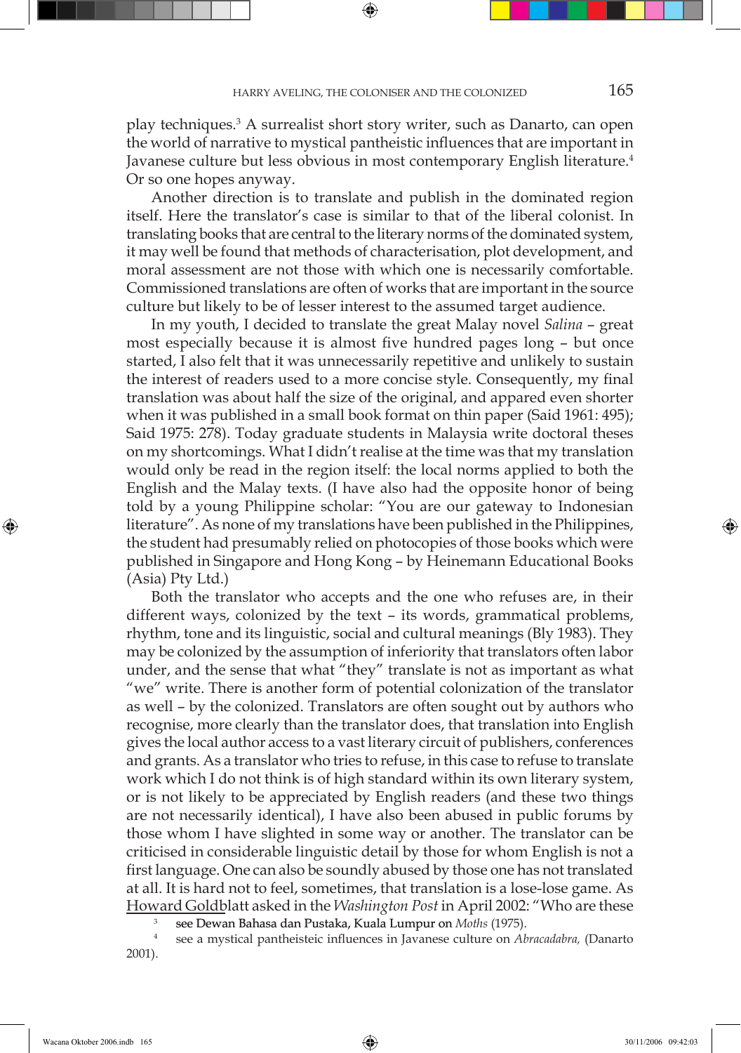play techniques.[3] A surrealist short story writer, such as Danarto, can open the world of narrative to mystical pantheistic influences that are important in Javanese culture but less obvious in most contemporary English literature.[4] Or so one hopes anyway.

Another direction is to translate and publish in the dominated region itself. Here the translator's case is similar to that of the liberal colonist. In translating books that are central to the literary norms of the dominated system, it may well be found that methods of characterisation, plot development, and moral assessment are not those with which one is necessarily comfortable. Commissioned translations are often of works that are important in the source culture but likely to be of lesser interest to the assumed target audience.

In my youth, I decided to translate the great Malay novel *Salina* – great most especially because it is almost five hundred pages long – but once started, I also felt that it was unnecessarily repetitive and unlikely to sustain the interest of readers used to a more concise style. Consequently, my final translation was about half the size of the original, and appared even shorter when it was published in a small book format on thin paper (Said 1961: 495); Said 1975: 278). Today graduate students in Malaysia write doctoral theses on my shortcomings. What I didn't realise at the time was that my translation would only be read in the region itself: the local norms applied to both the English and the Malay texts. (I have also had the opposite honor of being told by a young Philippine scholar: "You are our gateway to Indonesian literature". As none of my translations have been published in the Philippines, the student had presumably relied on photocopies of those books which were published in Singapore and Hong Kong – by Heinemann Educational Books (Asia) Pty Ltd.)

Both the translator who accepts and the one who refuses are, in their different ways, colonized by the text – its words, grammatical problems, rhythm, tone and its linguistic, social and cultural meanings (Bly 1983). They may be colonized by the assumption of inferiority that translators often labor under, and the sense that what "they" translate is not as important as what "we" write. There is another form of potential colonization of the translator as well – by the colonized. Translators are often sought out by authors who recognise, more clearly than the translator does, that translation into English gives the local author access to a vast literary circuit of publishers, conferences and grants. As a translator who tries to refuse, in this case to refuse to translate work which I do not think is of high standard within its own literary system, or is not likely to be appreciated by English readers (and these two things are not necessarily identical), I have also been abused in public forums by those whom I have slighted in some way or another. The translator can be criticised in considerable linguistic detail by those for whom English is not a first language. One can also be soundly abused by those one has not translated at all. It is hard not to feel, sometimes, that translation is a lose-lose game. As Howard Goldblatt asked in the *Washington Post* in April 2002: "Who are these

[3] see Dewan Bahasa dan Pustaka, Kuala Lumpur on *Moths* (1975).

[4] see a mystical pantheisteic influences in Javanese culture on *Abracadabra,* (Danarto 2001).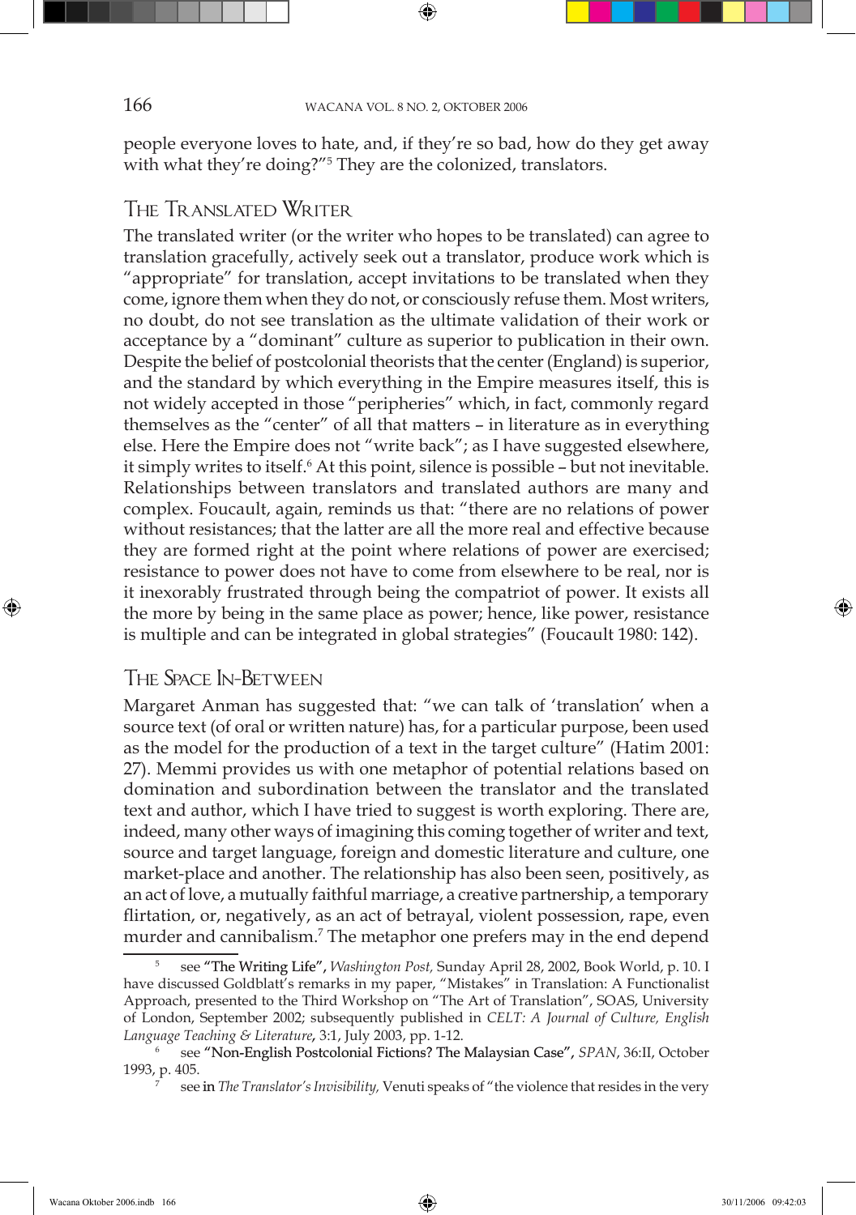people everyone loves to hate, and, if they're so bad, how do they get away with what they're doing?"[5] They are the colonized, translators.

## The Translated Writer

The translated writer (or the writer who hopes to be translated) can agree to translation gracefully, actively seek out a translator, produce work which is "appropriate" for translation, accept invitations to be translated when they come, ignore them when they do not, or consciously refuse them. Most writers, no doubt, do not see translation as the ultimate validation of their work or acceptance by a "dominant" culture as superior to publication in their own. Despite the belief of postcolonial theorists that the center (England) is superior, and the standard by which everything in the Empire measures itself, this is not widely accepted in those "peripheries" which, in fact, commonly regard themselves as the "center" of all that matters – in literature as in everything else. Here the Empire does not "write back"; as I have suggested elsewhere, it simply writes to itself.[6] At this point, silence is possible – but not inevitable. Relationships between translators and translated authors are many and complex. Foucault, again, reminds us that: "there are no relations of power without resistances; that the latter are all the more real and effective because they are formed right at the point where relations of power are exercised; resistance to power does not have to come from elsewhere to be real, nor is it inexorably frustrated through being the compatriot of power. It exists all the more by being in the same place as power; hence, like power, resistance is multiple and can be integrated in global strategies" (Foucault 1980: 142).

## The Space In-Between

Margaret Anman has suggested that: "we can talk of 'translation' when a source text (of oral or written nature) has, for a particular purpose, been used as the model for the production of a text in the target culture" (Hatim 2001: 27). Memmi provides us with one metaphor of potential relations based on domination and subordination between the translator and the translated text and author, which I have tried to suggest is worth exploring. There are, indeed, many other ways of imagining this coming together of writer and text, source and target language, foreign and domestic literature and culture, one market-place and another. The relationship has also been seen, positively, as an act of love, a mutually faithful marriage, a creative partnership, a temporary flirtation, or, negatively, as an act of betrayal, violent possession, rape, even murder and cannibalism.[7] The metaphor one prefers may in the end depend

---

[5] see "The Writing Life", *Washington Post*, Sunday April 28, 2002, Book World, p. 10. I have discussed Goldblatt's remarks in my paper, "Mistakes" in Translation: A Functionalist Approach, presented to the Third Workshop on "The Art of Translation", SOAS, University of London, September 2002; subsequently published in *CELT: A Journal of Culture, English Language Teaching & Literature*, 3:1, July 2003, pp. 1-12.

[6] see "Non-English Postcolonial Fictions? The Malaysian Case", *SPAN*, 36:II, October 1993, p. 405.

[7] see in *The Translator's Invisibility*, Venuti speaks of "the violence that resides in the very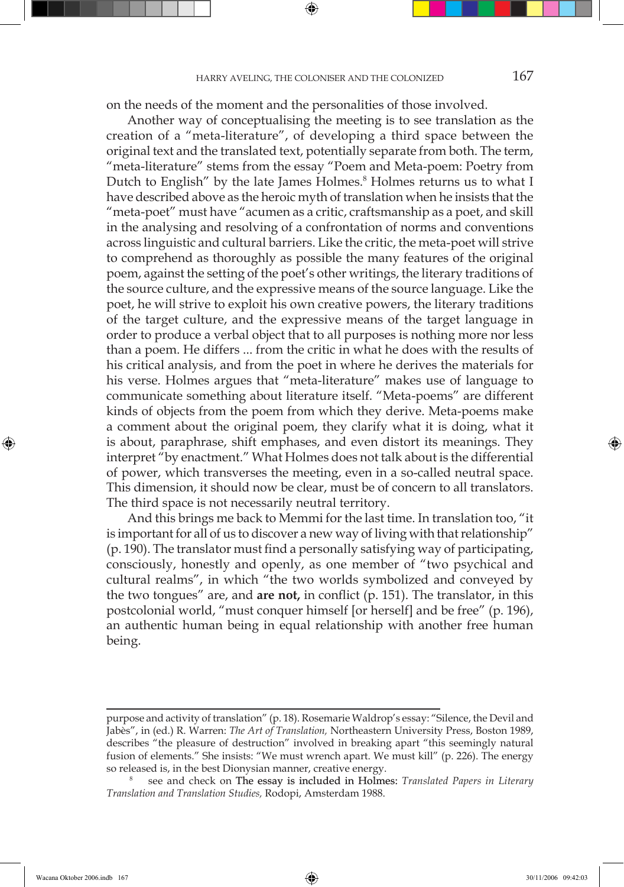on the needs of the moment and the personalities of those involved.

Another way of conceptualising the meeting is to see translation as the creation of a "meta-literature", of developing a third space between the original text and the translated text, potentially separate from both. The term, "meta-literature" stems from the essay "Poem and Meta-poem: Poetry from Dutch to English" by the late James Holmes.[8] Holmes returns us to what I have described above as the heroic myth of translation when he insists that the "meta-poet" must have "acumen as a critic, craftsmanship as a poet, and skill in the analysing and resolving of a confrontation of norms and conventions across linguistic and cultural barriers. Like the critic, the meta-poet will strive to comprehend as thoroughly as possible the many features of the original poem, against the setting of the poet's other writings, the literary traditions of the source culture, and the expressive means of the source language. Like the poet, he will strive to exploit his own creative powers, the literary traditions of the target culture, and the expressive means of the target language in order to produce a verbal object that to all purposes is nothing more nor less than a poem. He differs ... from the critic in what he does with the results of his critical analysis, and from the poet in where he derives the materials for his verse. Holmes argues that "meta-literature" makes use of language to communicate something about literature itself. "Meta-poems" are different kinds of objects from the poem from which they derive. Meta-poems make a comment about the original poem, they clarify what it is doing, what it is about, paraphrase, shift emphases, and even distort its meanings. They interpret "by enactment." What Holmes does not talk about is the differential of power, which transverses the meeting, even in a so-called neutral space. This dimension, it should now be clear, must be of concern to all translators. The third space is not necessarily neutral territory.

And this brings me back to Memmi for the last time. In translation too, "it is important for all of us to discover a new way of living with that relationship" (p. 190). The translator must find a personally satisfying way of participating, consciously, honestly and openly, as one member of "two psychical and cultural realms", in which "the two worlds symbolized and conveyed by the two tongues" are, and **are not,** in conflict (p. 151). The translator, in this postcolonial world, "must conquer himself [or herself] and be free" (p. 196), an authentic human being in equal relationship with another free human being.

---

purpose and activity of translation" (p. 18). Rosemarie Waldrop's essay: "Silence, the Devil and Jabès", in (ed.) R. Warren: *The Art of Translation,* Northeastern University Press, Boston 1989, describes "the pleasure of destruction" involved in breaking apart "this seemingly natural fusion of elements." She insists: "We must wrench apart. We must kill" (p. 226). The energy so released is, in the best Dionysian manner, creative energy.

[8] see and check on The essay is included in Holmes: *Translated Papers in Literary Translation and Translation Studies,* Rodopi, Amsterdam 1988.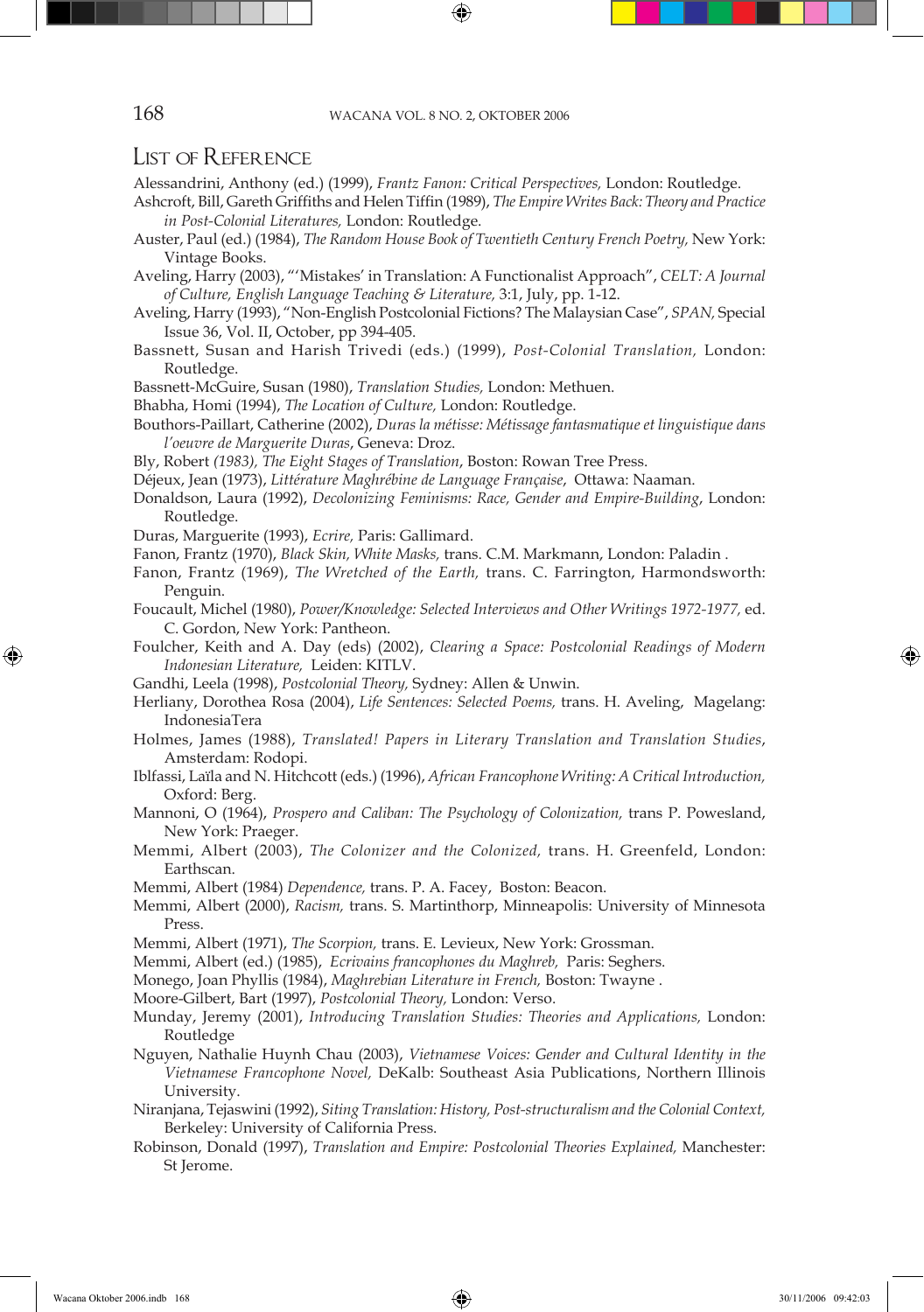## List of Reference

Alessandrini, Anthony (ed.) (1999), *Frantz Fanon: Critical Perspectives,* London: Routledge.

Ashcroft, Bill, Gareth Griffiths and Helen Tiffin (1989), *The Empire Writes Back: Theory and Practice in Post-Colonial Literatures,* London: Routledge.

Auster, Paul (ed.) (1984), *The Random House Book of Twentieth Century French Poetry,* New York: Vintage Books.

Aveling, Harry (2003), "'Mistakes' in Translation: A Functionalist Approach", *CELT: A Journal of Culture, English Language Teaching & Literature,* 3:1, July, pp. 1-12.

Aveling, Harry (1993), "Non-English Postcolonial Fictions? The Malaysian Case", *SPAN,* Special Issue 36, Vol. II, October, pp 394-405.

Bassnett, Susan and Harish Trivedi (eds.) (1999), *Post-Colonial Translation,* London: Routledge.

Bassnett-McGuire, Susan (1980), *Translation Studies,* London: Methuen.

Bhabha, Homi (1994), *The Location of Culture,* London: Routledge.

Bouthors-Paillart, Catherine (2002), *Duras la métisse: Métissage fantasmatique et linguistique dans l'oeuvre de Marguerite Duras*, Geneva: Droz.

Bly, Robert *(1983), The Eight Stages of Translation*, Boston: Rowan Tree Press.

Déjeux, Jean (1973), *Littérature Maghrébine de Language Française*, Ottawa: Naaman.

Donaldson, Laura (1992), *Decolonizing Feminisms: Race, Gender and Empire-Building*, London: Routledge.

Duras, Marguerite (1993), *Ecrire,* Paris: Gallimard.

Fanon, Frantz (1970), *Black Skin, White Masks,* trans. C.M. Markmann, London: Paladin .

Fanon, Frantz (1969), *The Wretched of the Earth,* trans. C. Farrington, Harmondsworth: Penguin.

Foucault, Michel (1980), *Power/Knowledge: Selected Interviews and Other Writings 1972-1977,* ed. C. Gordon, New York: Pantheon.

Foulcher, Keith and A. Day (eds) (2002), *Clearing a Space: Postcolonial Readings of Modern Indonesian Literature,* Leiden: KITLV.

Gandhi, Leela (1998), *Postcolonial Theory,* Sydney: Allen & Unwin.

Herliany, Dorothea Rosa (2004), *Life Sentences: Selected Poems,* trans. H. Aveling, Magelang: IndonesiaTera

Holmes, James (1988), *Translated! Papers in Literary Translation and Translation Studies*, Amsterdam: Rodopi.

Iblfassi, Laïla and N. Hitchcott (eds.) (1996), *African Francophone Writing: A Critical Introduction,* Oxford: Berg.

Mannoni, O (1964), *Prospero and Caliban: The Psychology of Colonization,* trans P. Powesland, New York: Praeger.

Memmi, Albert (2003), *The Colonizer and the Colonized,* trans. H. Greenfeld, London: Earthscan.

Memmi, Albert (1984) *Dependence,* trans. P. A. Facey, Boston: Beacon.

Memmi, Albert (2000), *Racism,* trans. S. Martinthorp, Minneapolis: University of Minnesota Press.

Memmi, Albert (1971), *The Scorpion,* trans. E. Levieux, New York: Grossman.

Memmi, Albert (ed.) (1985), *Ecrivains francophones du Maghreb,* Paris: Seghers.

Monego, Joan Phyllis (1984), *Maghrebian Literature in French,* Boston: Twayne .

Moore-Gilbert, Bart (1997), *Postcolonial Theory,* London: Verso.

Munday, Jeremy (2001), *Introducing Translation Studies: Theories and Applications,* London: Routledge

Nguyen, Nathalie Huynh Chau (2003), *Vietnamese Voices: Gender and Cultural Identity in the Vietnamese Francophone Novel,* DeKalb: Southeast Asia Publications, Northern Illinois University.

Niranjana, Tejaswini (1992), *Siting Translation: History, Post-structuralism and the Colonial Context,* Berkeley: University of California Press.

Robinson, Donald (1997), *Translation and Empire: Postcolonial Theories Explained,* Manchester: St Jerome.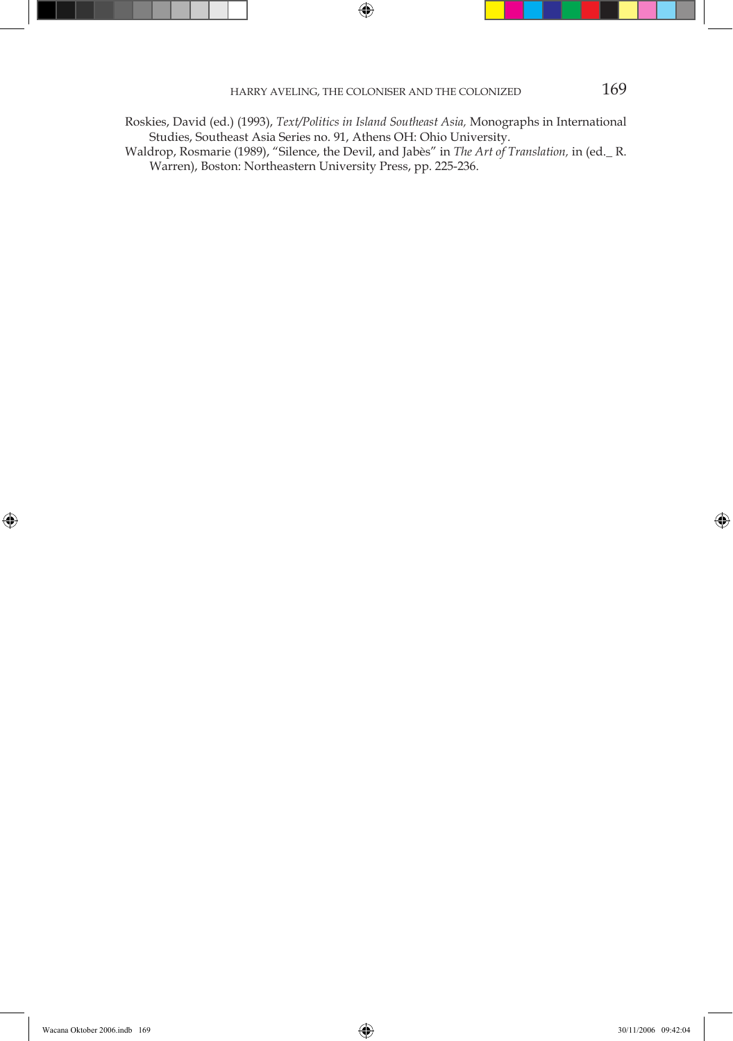Roskies, David (ed.) (1993), *Text/Politics in Island Southeast Asia,* Monographs in International Studies, Southeast Asia Series no. 91, Athens OH: Ohio University.

Waldrop, Rosmarie (1989), "Silence, the Devil, and Jabès" in *The Art of Translation,* in (ed._ R. Warren), Boston: Northeastern University Press, pp. 225-236.